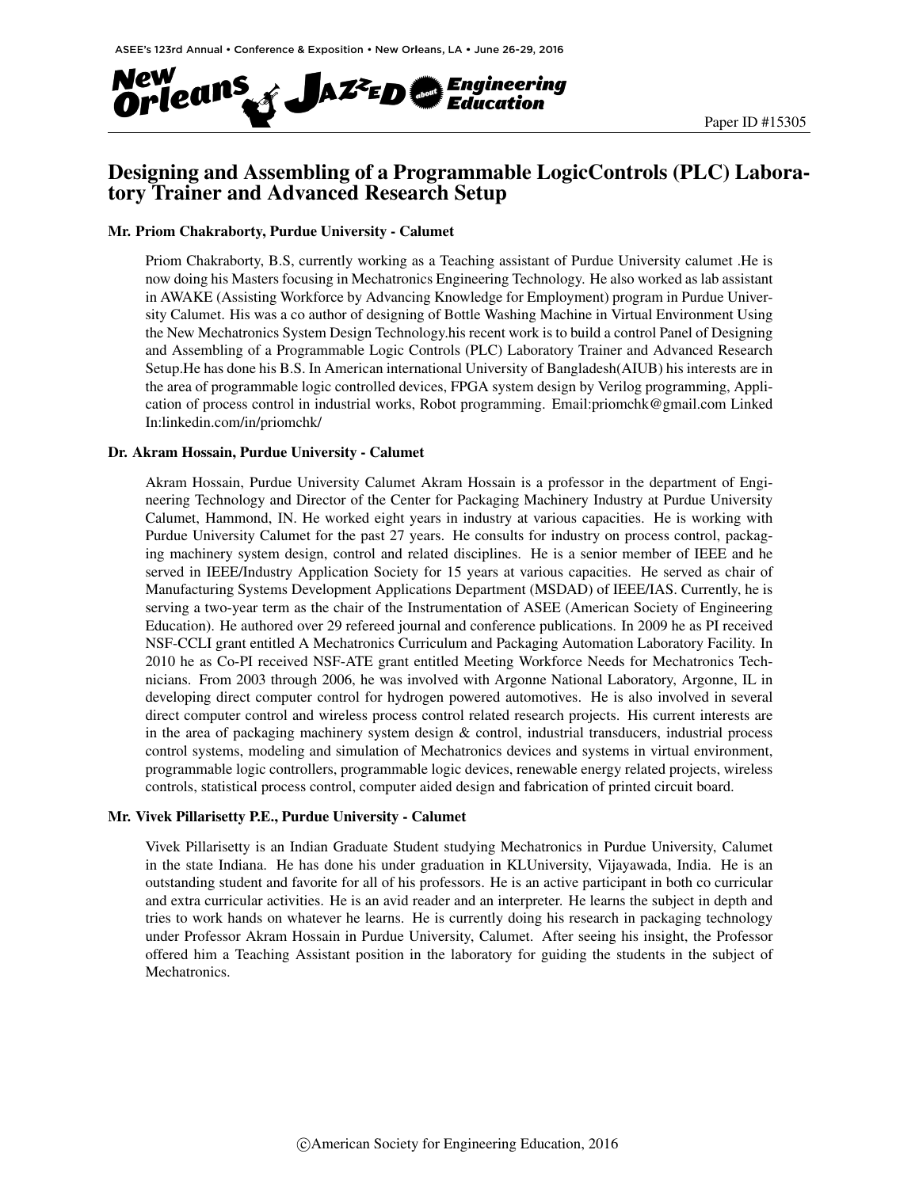Paper ID #15305

# Designing and Assembling of a Programmable LogicControls (PLC) Laboratory Trainer and Advanced Research Setup

### Mr. Priom Chakraborty, Purdue University - Calumet

Priom Chakraborty, B.S, currently working as a Teaching assistant of Purdue University calumet .He is now doing his Masters focusing in Mechatronics Engineering Technology. He also worked as lab assistant in AWAKE (Assisting Workforce by Advancing Knowledge for Employment) program in Purdue University Calumet. His was a co author of designing of Bottle Washing Machine in Virtual Environment Using the New Mechatronics System Design Technology.his recent work is to build a control Panel of Designing and Assembling of a Programmable Logic Controls (PLC) Laboratory Trainer and Advanced Research Setup.He has done his B.S. In American international University of Bangladesh(AIUB) his interests are in the area of programmable logic controlled devices, FPGA system design by Verilog programming, Application of process control in industrial works, Robot programming. Email:priomchk@gmail.com Linked In:linkedin.com/in/priomchk/

### Dr. Akram Hossain, Purdue University - Calumet

Akram Hossain, Purdue University Calumet Akram Hossain is a professor in the department of Engineering Technology and Director of the Center for Packaging Machinery Industry at Purdue University Calumet, Hammond, IN. He worked eight years in industry at various capacities. He is working with Purdue University Calumet for the past 27 years. He consults for industry on process control, packaging machinery system design, control and related disciplines. He is a senior member of IEEE and he served in IEEE/Industry Application Society for 15 years at various capacities. He served as chair of Manufacturing Systems Development Applications Department (MSDAD) of IEEE/IAS. Currently, he is serving a two-year term as the chair of the Instrumentation of ASEE (American Society of Engineering Education). He authored over 29 refereed journal and conference publications. In 2009 he as PI received NSF-CCLI grant entitled A Mechatronics Curriculum and Packaging Automation Laboratory Facility. In 2010 he as Co-PI received NSF-ATE grant entitled Meeting Workforce Needs for Mechatronics Technicians. From 2003 through 2006, he was involved with Argonne National Laboratory, Argonne, IL in developing direct computer control for hydrogen powered automotives. He is also involved in several direct computer control and wireless process control related research projects. His current interests are in the area of packaging machinery system design & control, industrial transducers, industrial process control systems, modeling and simulation of Mechatronics devices and systems in virtual environment, programmable logic controllers, programmable logic devices, renewable energy related projects, wireless controls, statistical process control, computer aided design and fabrication of printed circuit board.

### Mr. Vivek Pillarisetty P.E., Purdue University - Calumet

Vivek Pillarisetty is an Indian Graduate Student studying Mechatronics in Purdue University, Calumet in the state Indiana. He has done his under graduation in KLUniversity, Vijayawada, India. He is an outstanding student and favorite for all of his professors. He is an active participant in both co curricular and extra curricular activities. He is an avid reader and an interpreter. He learns the subject in depth and tries to work hands on whatever he learns. He is currently doing his research in packaging technology under Professor Akram Hossain in Purdue University, Calumet. After seeing his insight, the Professor offered him a Teaching Assistant position in the laboratory for guiding the students in the subject of Mechatronics.

©American Society for Engineering Education, 2016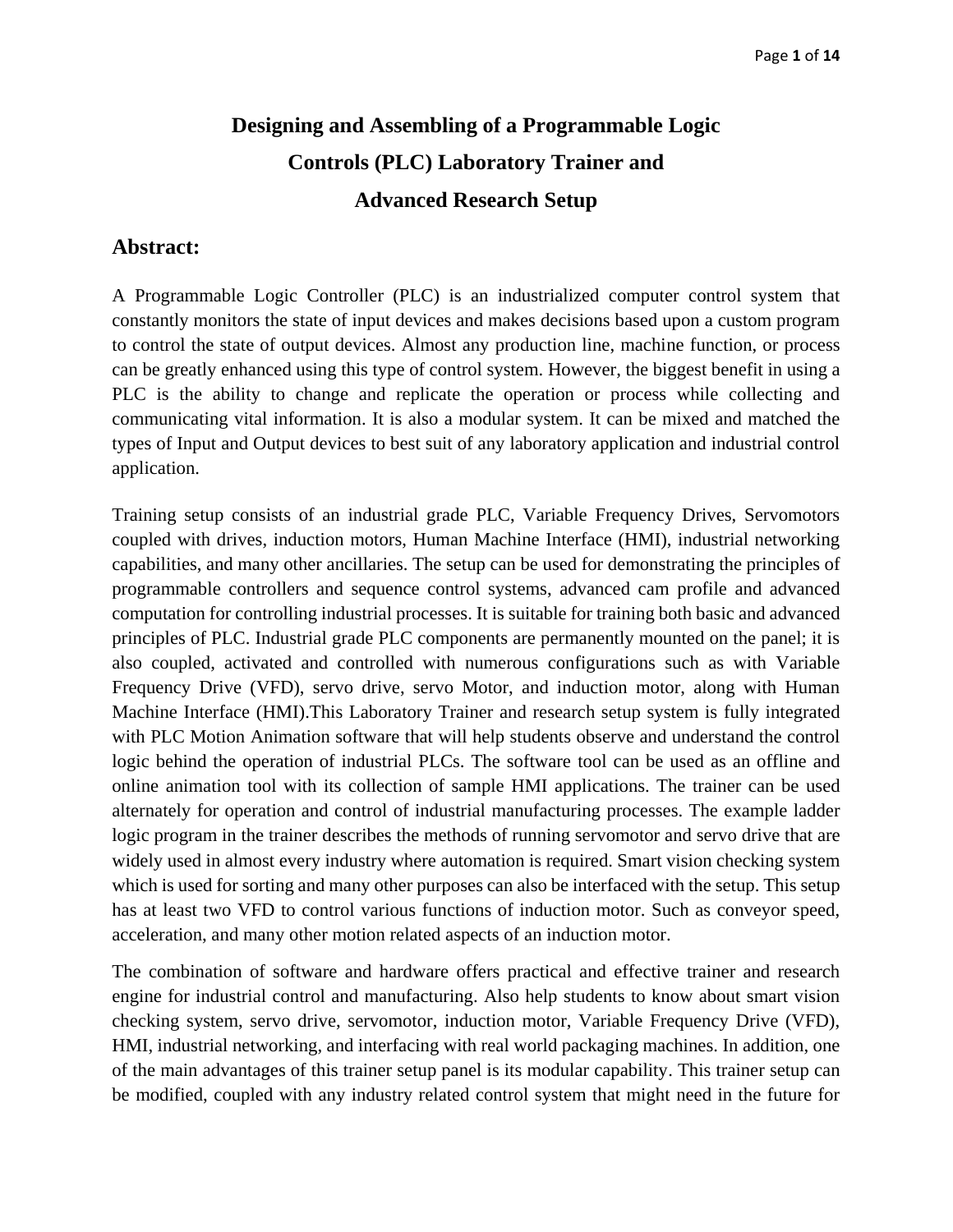# Designing and Assembling of a Programmable Logic Controls (PLC) Laboratory Trainer and Advanced Research Setup

## Abstract:

A Programmable Logic Controller (PLC) is an industrialized computer control system that constantly monitors the state of input devices and makes decisions based upon a custom program to control the state of output devices. Almost any production line, machine function, or process can be greatly enhanced using this type of control system. However, the biggest benefit in using a PLC is the ability to change and replicate the operation or process while collecting and communicating vital information. It is also a modular system. It can be mixed and matched the types of Input and Output devices to best suit of any laboratory application and industrial control application.

Training setup consists of an industrial grade PLC, Variable Frequency Drives, Servomotors coupled with drives, induction motors, Human Machine Interface (HMI), industrial networking capabilities, and many other ancillaries. The setup can be used for demonstrating the principles of programmable controllers and sequence control systems, advanced cam profile and advanced computation for controlling industrial processes. It is suitable for training both basic and advanced principles of PLC. Industrial grade PLC components are permanently mounted on the panel; it is also coupled, activated and controlled with numerous configurations such as with Variable Frequency Drive (VFD), servo drive, servo Motor, and induction motor, along with Human Machine Interface (HMI).This Laboratory Trainer and research setup system is fully integrated with PLC Motion Animation software that will help students observe and understand the control logic behind the operation of industrial PLCs. The software tool can be used as an offline and online animation tool with its collection of sample HMI applications. The trainer can be used alternately for operation and control of industrial manufacturing processes. The example ladder logic program in the trainer describes the methods of running servomotor and servo drive that are widely used in almost every industry where automation is required. Smart vision checking system which is used for sorting and many other purposes can also be interfaced with the setup. This setup has at least two VFD to control various functions of induction motor. Such as conveyor speed, acceleration, and many other motion related aspects of an induction motor.

The combination of software and hardware offers practical and effective trainer and research engine for industrial control and manufacturing. Also help students to know about smart vision checking system, servo drive, servomotor, induction motor, Variable Frequency Drive (VFD), HMI, industrial networking, and interfacing with real world packaging machines. In addition, one of the main advantages of this trainer setup panel is its modular capability. This trainer setup can be modified, coupled with any industry related control system that might need in the future for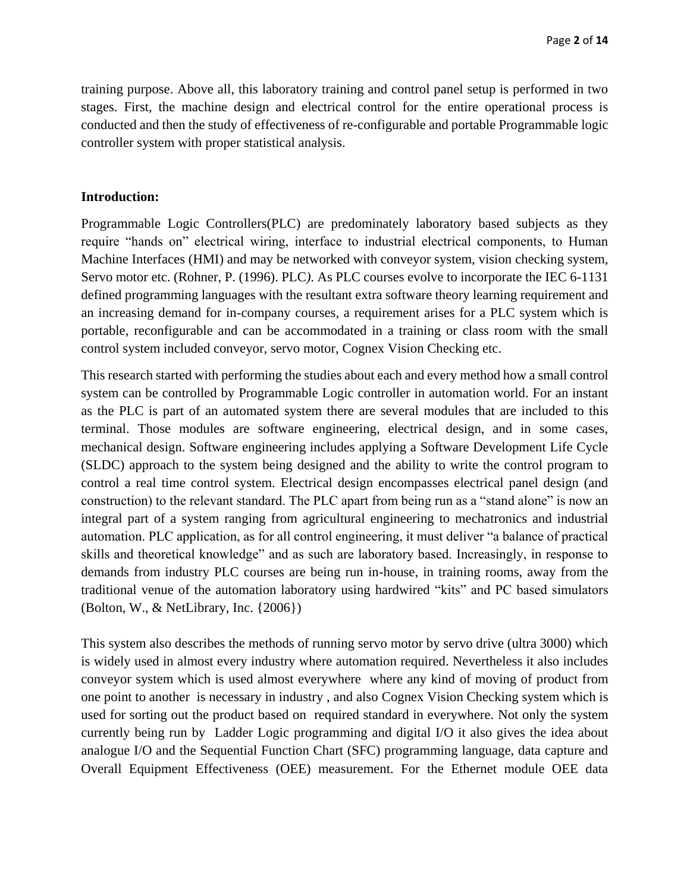training purpose. Above all, this laboratory training and control panel setup is performed in two stages. First, the machine design and electrical control for the entire operational process is conducted and then the study of effectiveness of re-configurable and portable Programmable logic controller system with proper statistical analysis.

**Introduction:**

Programmable Logic Controllers(PLC) are predominately laboratory based subjects as they require "hands on" electrical wiring, interface to industrial electrical components, to Human Machine Interfaces (HMI) and may be networked with conveyor system, vision checking system, Servo motor etc. (Rohner, P. (1996). PLC*)*. As PLC courses evolve to incorporate the IEC 6-1131 defined programming languages with the resultant extra software theory learning requirement and an increasing demand for in-company courses, a requirement arises for a PLC system which is portable, reconfigurable and can be accommodated in a training or class room with the small control system included conveyor, servo motor, Cognex Vision Checking etc.

This research started with performing the studies about each and every method how a small control system can be controlled by Programmable Logic controller in automation world. For an instant as the PLC is part of an automated system there are several modules that are included to this terminal. Those modules are software engineering, electrical design, and in some cases, mechanical design. Software engineering includes applying a Software Development Life Cycle (SLDC) approach to the system being designed and the ability to write the control program to control a real time control system. Electrical design encompasses electrical panel design (and construction) to the relevant standard. The PLC apart from being run as a "stand alone" is now an integral part of a system ranging from agricultural engineering to mechatronics and industrial automation. PLC application, as for all control engineering, it must deliver "a balance of practical skills and theoretical knowledge" and as such are laboratory based. Increasingly, in response to demands from industry PLC courses are being run in-house, in training rooms, away from the traditional venue of the automation laboratory using hardwired "kits" and PC based simulators (Bolton, W., & NetLibrary, Inc. {2006})

This system also describes the methods of running servo motor by servo drive (ultra 3000) which is widely used in almost every industry where automation required. Nevertheless it also includes conveyor system which is used almost everywhere where any kind of moving of product from one point to another is necessary in industry , and also Cognex Vision Checking system which is used for sorting out the product based on required standard in everywhere. Not only the system currently being run by Ladder Logic programming and digital I/O it also gives the idea about analogue I/O and the Sequential Function Chart (SFC) programming language, data capture and Overall Equipment Effectiveness (OEE) measurement. For the Ethernet module OEE data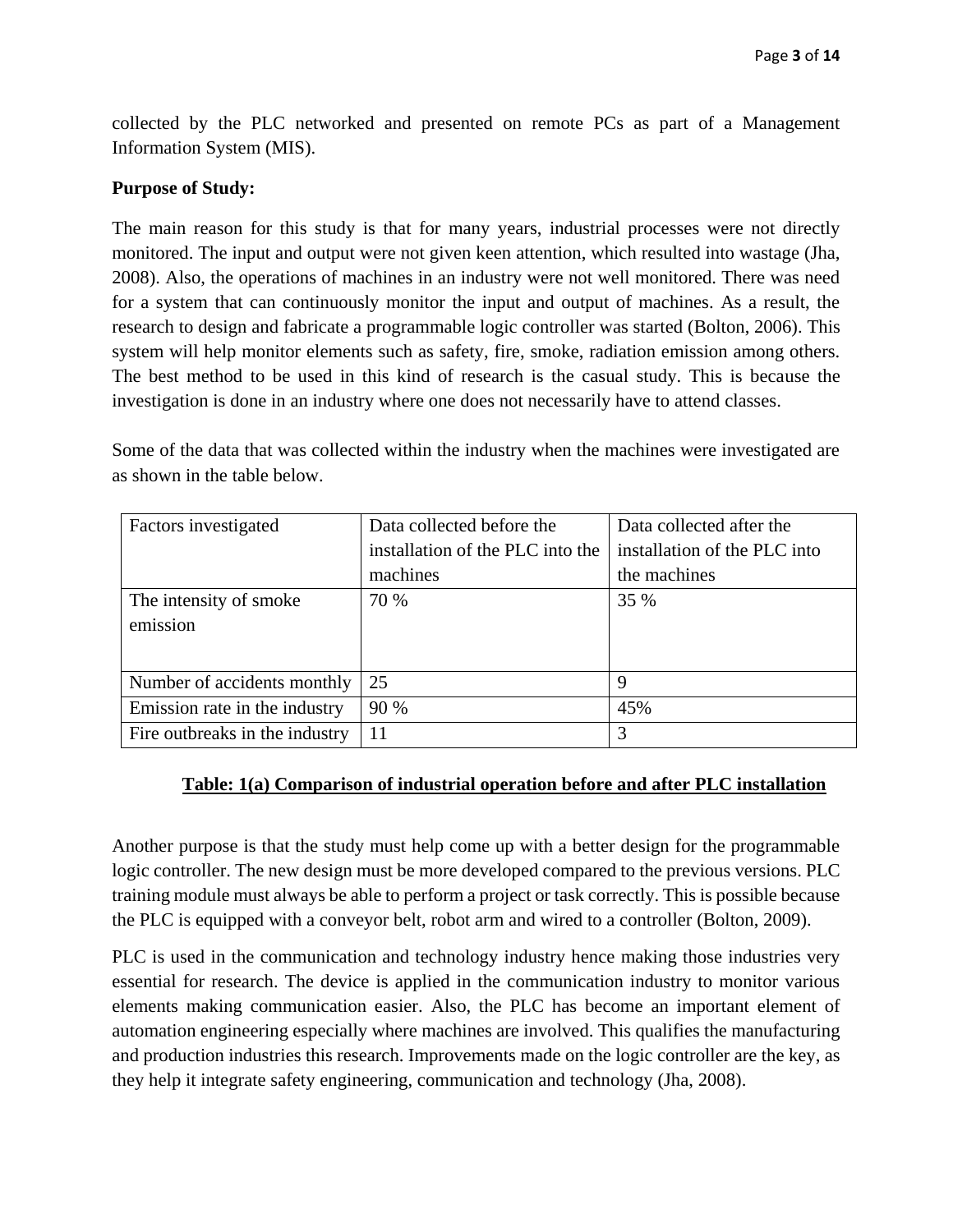collected by the PLC networked and presented on remote PCs as part of a Management Information System (MIS).

**Purpose of Study:**

The main reason for this study is that for many years, industrial processes were not directly monitored. The input and output were not given keen attention, which resulted into wastage (Jha, 2008). Also, the operations of machines in an industry were not well monitored. There was need for a system that can continuously monitor the input and output of machines. As a result, the research to design and fabricate a programmable logic controller was started (Bolton, 2006). This system will help monitor elements such as safety, fire, smoke, radiation emission among others. The best method to be used in this kind of research is the casual study. This is because the investigation is done in an industry where one does not necessarily have to attend classes.

Some of the data that was collected within the industry when the machines were investigated are as shown in the table below.

| Factors investigated | Data collected before the installation of the PLC into the machines | Data collected after the installation of the PLC into the machines |
|---|---|---|
| The intensity of smoke emission | 70 % | 35 % |
| Number of accidents monthly | 25 | 9 |
| Emission rate in the industry | 90 % | 45% |
| Fire outbreaks in the industry | 11 | 3 |

**Table: 1(a) Comparison of industrial operation before and after PLC installation**

Another purpose is that the study must help come up with a better design for the programmable logic controller. The new design must be more developed compared to the previous versions. PLC training module must always be able to perform a project or task correctly. This is possible because the PLC is equipped with a conveyor belt, robot arm and wired to a controller (Bolton, 2009).

PLC is used in the communication and technology industry hence making those industries very essential for research. The device is applied in the communication industry to monitor various elements making communication easier. Also, the PLC has become an important element of automation engineering especially where machines are involved. This qualifies the manufacturing and production industries this research. Improvements made on the logic controller are the key, as they help it integrate safety engineering, communication and technology (Jha, 2008).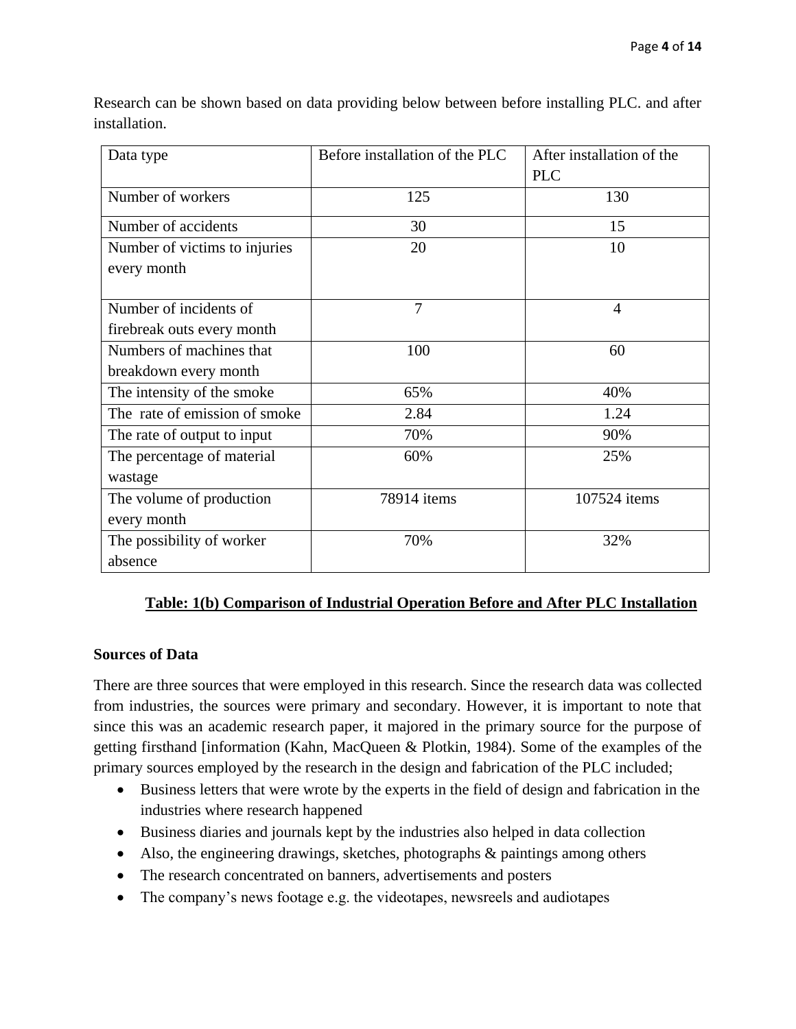Research can be shown based on data providing below between before installing PLC. and after installation.

| Data type | Before installation of the PLC | After installation of the PLC |
| --- | --- | --- |
| Number of workers | 125 | 130 |
| Number of accidents | 30 | 15 |
| Number of victims to injuries every month | 20 | 10 |
| Number of incidents of firebreak outs every month | 7 | 4 |
| Numbers of machines that breakdown every month | 100 | 60 |
| The intensity of the smoke | 65% | 40% |
| The rate of emission of smoke | 2.84 | 1.24 |
| The rate of output to input | 70% | 90% |
| The percentage of material wastage | 60% | 25% |
| The volume of production every month | 78914 items | 107524 items |
| The possibility of worker absence | 70% | 32% |

**Table: 1(b) Comparison of Industrial Operation Before and After PLC Installation**

**Sources of Data**

There are three sources that were employed in this research. Since the research data was collected from industries, the sources were primary and secondary. However, it is important to note that since this was an academic research paper, it majored in the primary source for the purpose of getting firsthand [information (Kahn, MacQueen & Plotkin, 1984). Some of the examples of the primary sources employed by the research in the design and fabrication of the PLC included;

- Business letters that were wrote by the experts in the field of design and fabrication in the industries where research happened
- Business diaries and journals kept by the industries also helped in data collection
- Also, the engineering drawings, sketches, photographs & paintings among others
- The research concentrated on banners, advertisements and posters
- The company's news footage e.g. the videotapes, newsreels and audiotapes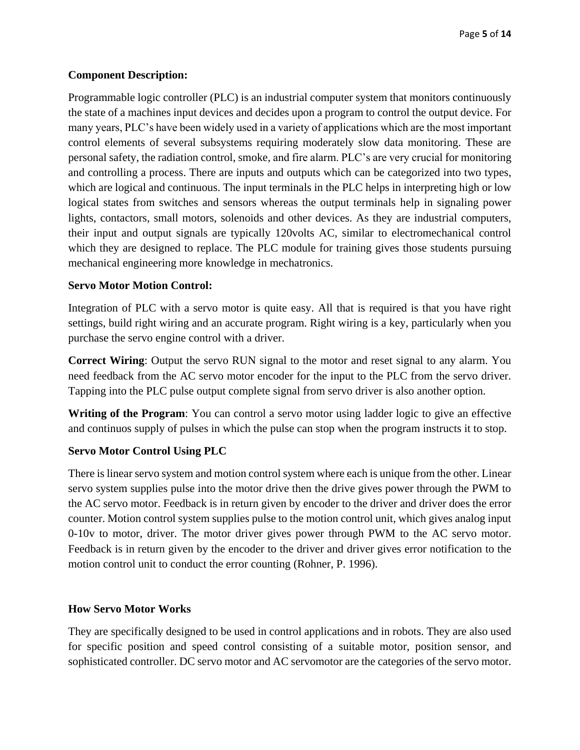**Component Description:**

Programmable logic controller (PLC) is an industrial computer system that monitors continuously the state of a machines input devices and decides upon a program to control the output device. For many years, PLC's have been widely used in a variety of applications which are the most important control elements of several subsystems requiring moderately slow data monitoring. These are personal safety, the radiation control, smoke, and fire alarm. PLC's are very crucial for monitoring and controlling a process. There are inputs and outputs which can be categorized into two types, which are logical and continuous. The input terminals in the PLC helps in interpreting high or low logical states from switches and sensors whereas the output terminals help in signaling power lights, contactors, small motors, solenoids and other devices. As they are industrial computers, their input and output signals are typically 120volts AC, similar to electromechanical control which they are designed to replace. The PLC module for training gives those students pursuing mechanical engineering more knowledge in mechatronics.

**Servo Motor Motion Control:**

Integration of PLC with a servo motor is quite easy. All that is required is that you have right settings, build right wiring and an accurate program. Right wiring is a key, particularly when you purchase the servo engine control with a driver.

**Correct Wiring**: Output the servo RUN signal to the motor and reset signal to any alarm. You need feedback from the AC servo motor encoder for the input to the PLC from the servo driver. Tapping into the PLC pulse output complete signal from servo driver is also another option.

**Writing of the Program**: You can control a servo motor using ladder logic to give an effective and continuos supply of pulses in which the pulse can stop when the program instructs it to stop.

**Servo Motor Control Using PLC**

There is linear servo system and motion control system where each is unique from the other. Linear servo system supplies pulse into the motor drive then the drive gives power through the PWM to the AC servo motor. Feedback is in return given by encoder to the driver and driver does the error counter. Motion control system supplies pulse to the motion control unit, which gives analog input 0-10v to motor, driver. The motor driver gives power through PWM to the AC servo motor. Feedback is in return given by the encoder to the driver and driver gives error notification to the motion control unit to conduct the error counting (Rohner, P. 1996).

**How Servo Motor Works**

They are specifically designed to be used in control applications and in robots. They are also used for specific position and speed control consisting of a suitable motor, position sensor, and sophisticated controller. DC servo motor and AC servomotor are the categories of the servo motor.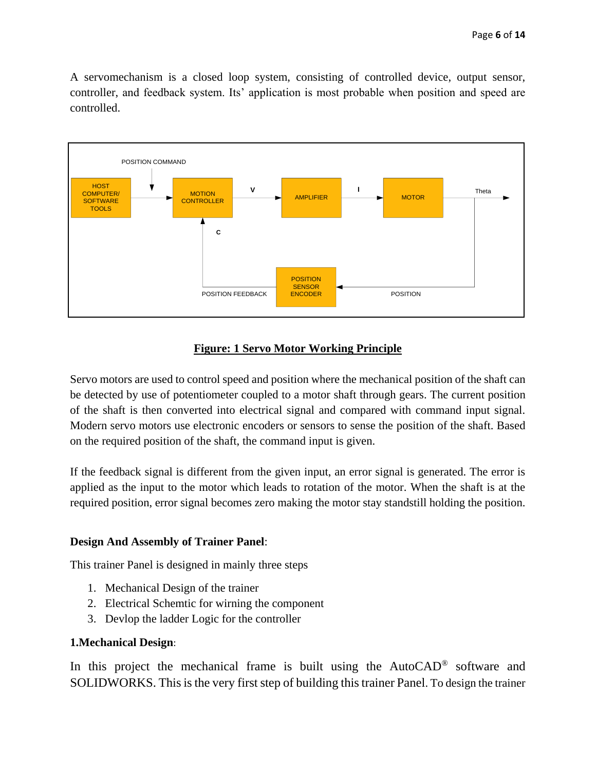A servomechanism is a closed loop system, consisting of controlled device, output sensor, controller, and feedback system. Its' application is most probable when position and speed are controlled.

**Figure: 1 Servo Motor Working Principle**

Servo motors are used to control speed and position where the mechanical position of the shaft can be detected by use of potentiometer coupled to a motor shaft through gears. The current position of the shaft is then converted into electrical signal and compared with command input signal. Modern servo motors use electronic encoders or sensors to sense the position of the shaft. Based on the required position of the shaft, the command input is given.

If the feedback signal is different from the given input, an error signal is generated. The error is applied as the input to the motor which leads to rotation of the motor. When the shaft is at the required position, error signal becomes zero making the motor stay standstill holding the position.

**Design And Assembly of Trainer Panel**:

This trainer Panel is designed in mainly three steps

1. Mechanical Design of the trainer
2. Electrical Schemtic for wirning the component
3. Devlop the ladder Logic for the controller

**1.Mechanical Design**:

In this project the mechanical frame is built using the AutoCAD® software and SOLIDWORKS. This is the very first step of building this trainer Panel. To design the trainer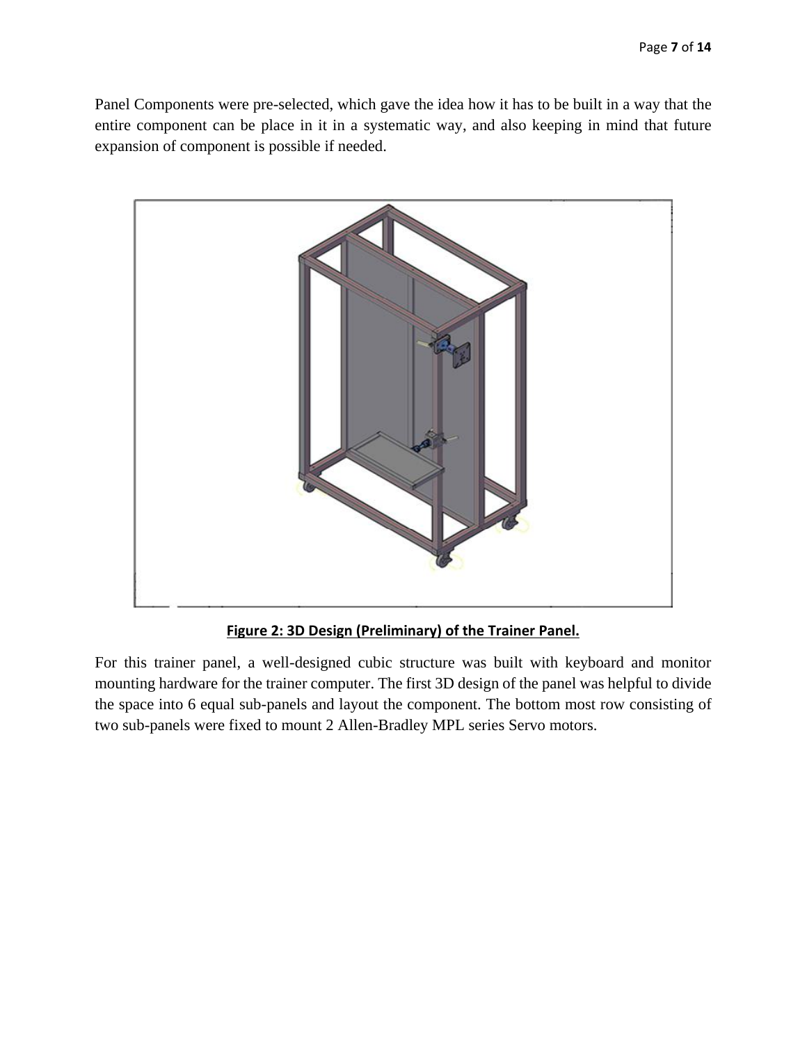Panel Components were pre-selected, which gave the idea how it has to be built in a way that the entire component can be place in it in a systematic way, and also keeping in mind that future expansion of component is possible if needed.

**Figure 2: 3D Design (Preliminary) of the Trainer Panel.**

For this trainer panel, a well-designed cubic structure was built with keyboard and monitor mounting hardware for the trainer computer. The first 3D design of the panel was helpful to divide the space into 6 equal sub-panels and layout the component. The bottom most row consisting of two sub-panels were fixed to mount 2 Allen-Bradley MPL series Servo motors.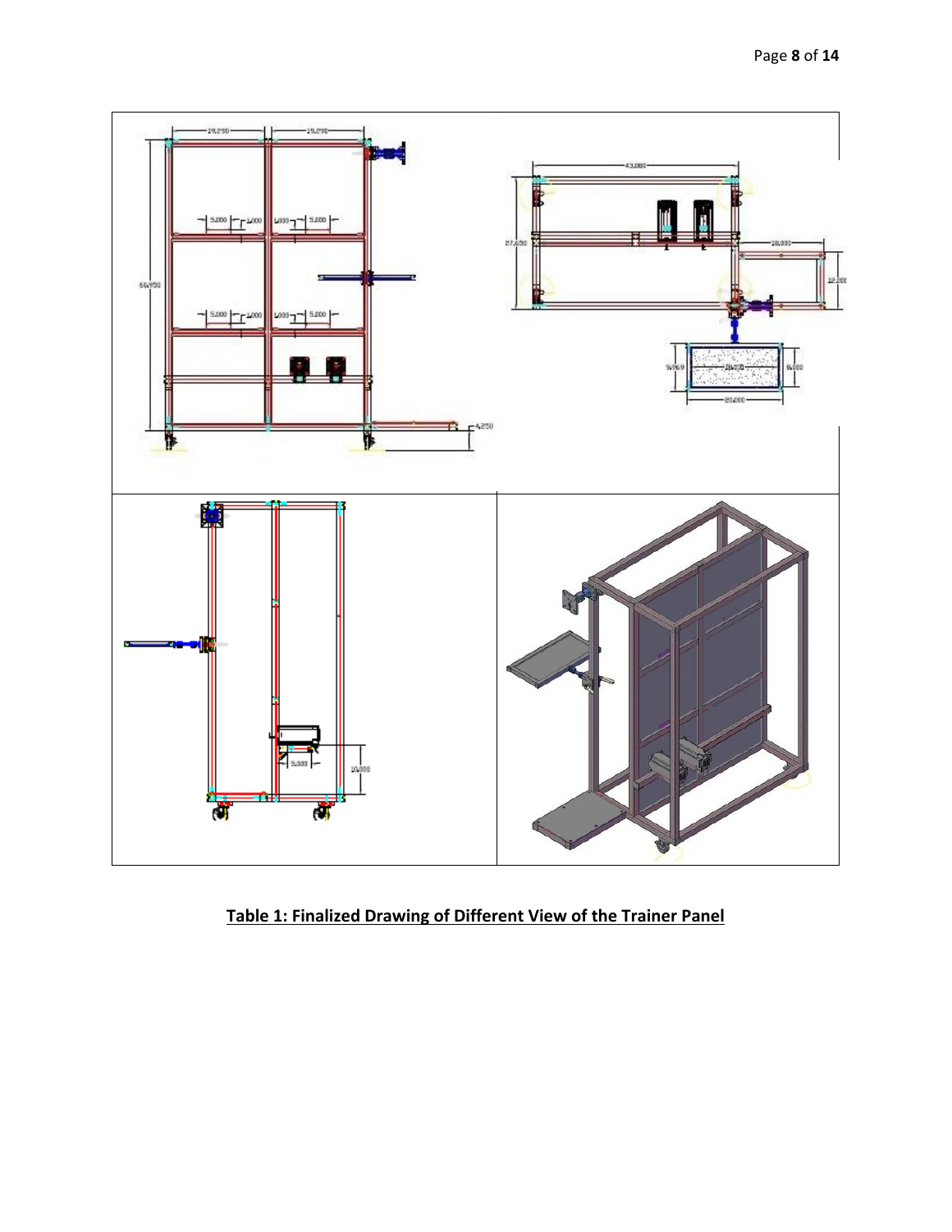**Table 1: Finalized Drawing of Different View of the Trainer Panel**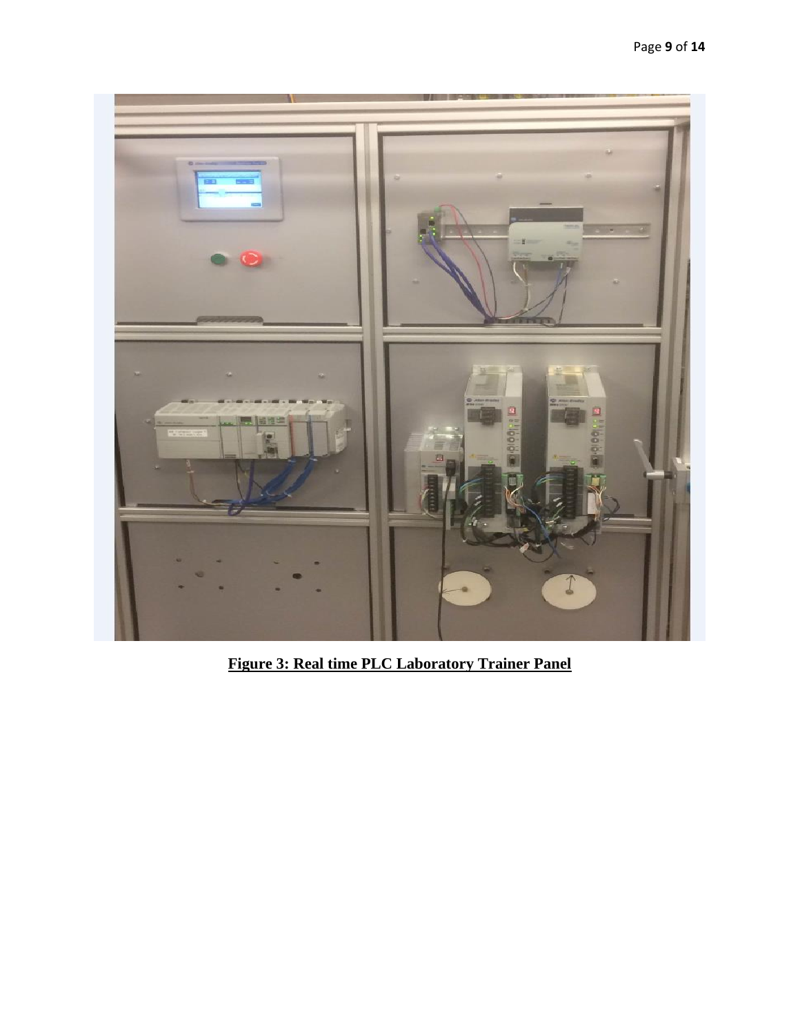**Figure 3: Real time PLC Laboratory Trainer Panel**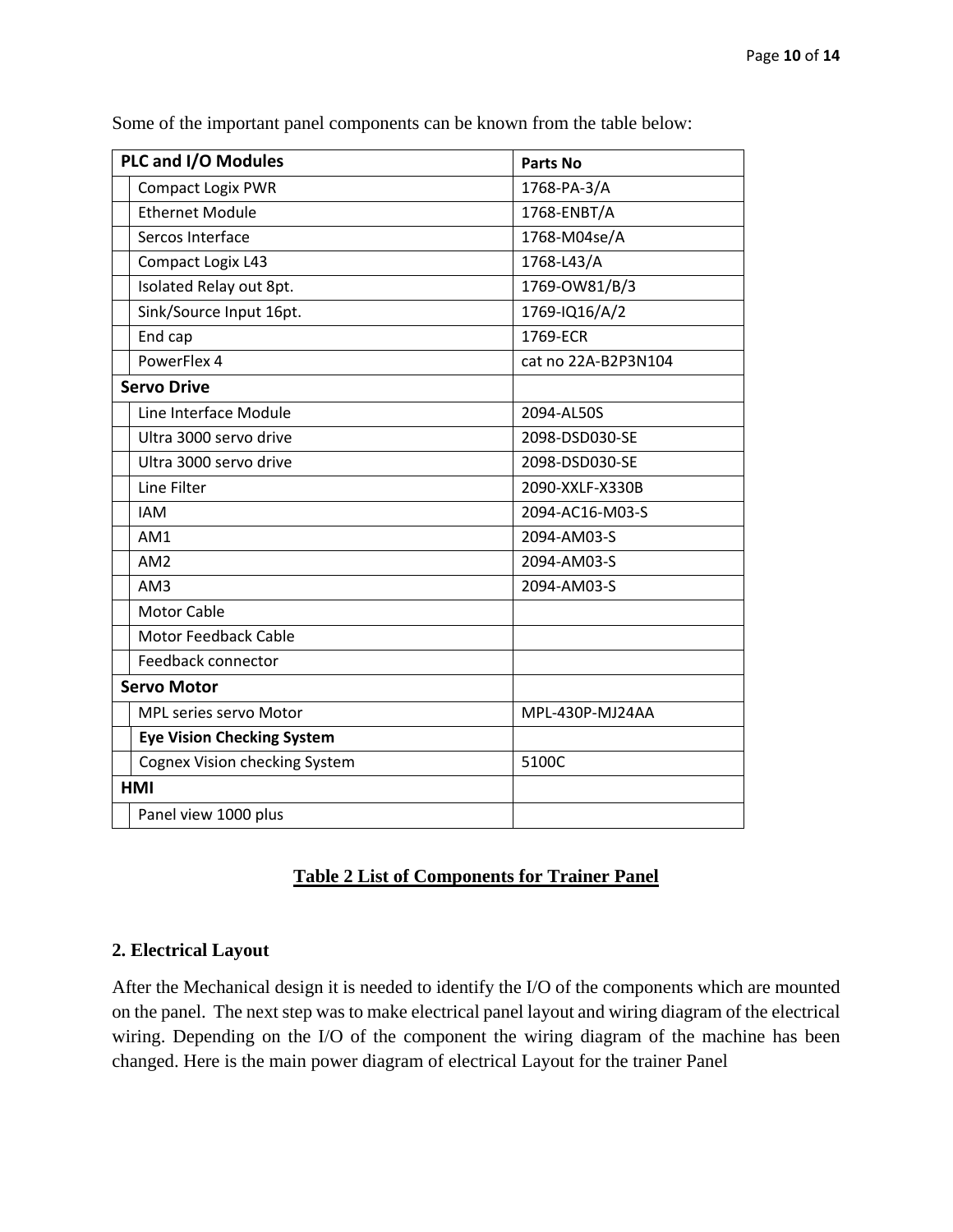Some of the important panel components can be known from the table below:

| PLC and I/O Modules | Parts No |
|---|---|
| Compact Logix PWR | 1768-PA-3/A |
| Ethernet Module | 1768-ENBT/A |
| Sercos Interface | 1768-M04se/A |
| Compact Logix L43 | 1768-L43/A |
| Isolated Relay out 8pt. | 1769-OW81/B/3 |
| Sink/Source Input 16pt. | 1769-IQ16/A/2 |
| End cap | 1769-ECR |
| PowerFlex 4 | cat no 22A-B2P3N104 |
| **Servo Drive** | |
| Line Interface Module | 2094-AL50S |
| Ultra 3000 servo drive | 2098-DSD030-SE |
| Ultra 3000 servo drive | 2098-DSD030-SE |
| Line Filter | 2090-XXLF-X330B |
| IAM | 2094-AC16-M03-S |
| AM1 | 2094-AM03-S |
| AM2 | 2094-AM03-S |
| AM3 | 2094-AM03-S |
| Motor Cable | |
| Motor Feedback Cable | |
| Feedback connector | |
| **Servo Motor** | |
| MPL series servo Motor | MPL-430P-MJ24AA |
| **Eye Vision Checking System** | |
| Cognex Vision checking System | 5100C |
| **HMI** | |
| Panel view 1000 plus | |

**Table 2 List of Components for Trainer Panel**

## 2. Electrical Layout

After the Mechanical design it is needed to identify the I/O of the components which are mounted on the panel. The next step was to make electrical panel layout and wiring diagram of the electrical wiring. Depending on the I/O of the component the wiring diagram of the machine has been changed. Here is the main power diagram of electrical Layout for the trainer Panel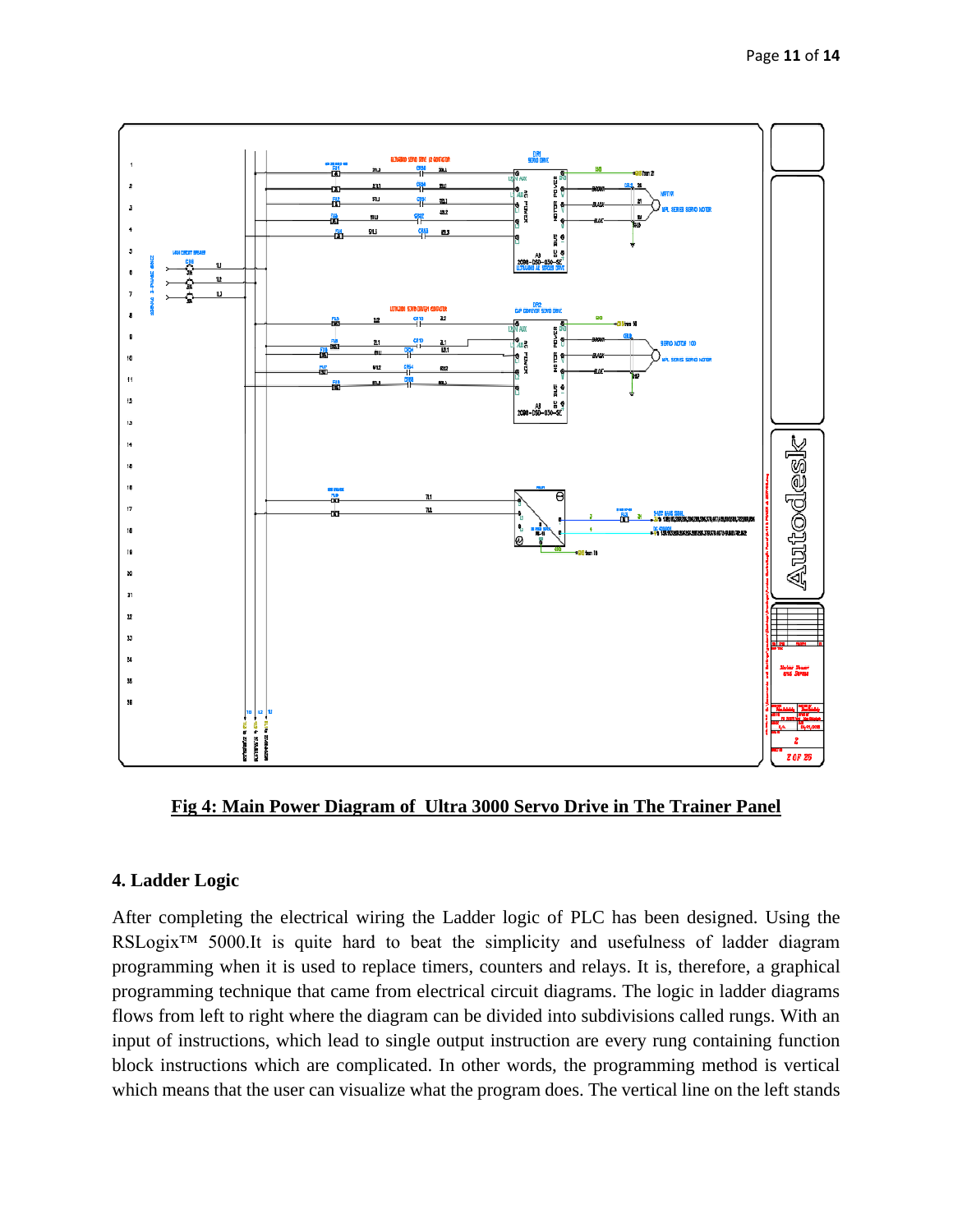**Fig 4: Main Power Diagram of Ultra 3000 Servo Drive in The Trainer Panel**

### 4. Ladder Logic

After completing the electrical wiring the Ladder logic of PLC has been designed. Using the RSLogix™ 5000.It is quite hard to beat the simplicity and usefulness of ladder diagram programming when it is used to replace timers, counters and relays. It is, therefore, a graphical programming technique that came from electrical circuit diagrams. The logic in ladder diagrams flows from left to right where the diagram can be divided into subdivisions called rungs. With an input of instructions, which lead to single output instruction are every rung containing function block instructions which are complicated. In other words, the programming method is vertical which means that the user can visualize what the program does. The vertical line on the left stands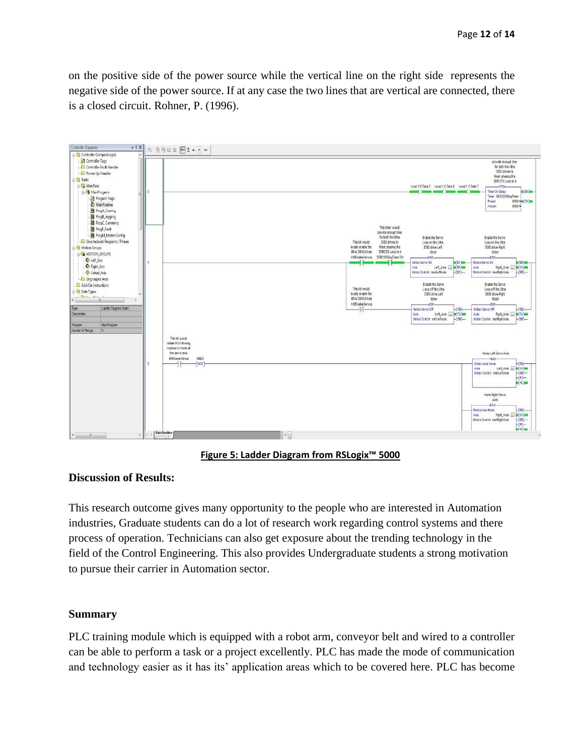on the positive side of the power source while the vertical line on the right side represents the negative side of the power source. If at any case the two lines that are vertical are connected, there is a closed circuit. Rohner, P. (1996).

**Figure 5: Ladder Diagram from RSLogix™ 5000**

### Discussion of Results:

This research outcome gives many opportunity to the people who are interested in Automation industries, Graduate students can do a lot of research work regarding control systems and there process of operation. Technicians can also get exposure about the trending technology in the field of the Control Engineering. This also provides Undergraduate students a strong motivation to pursue their carrier in Automation sector.

### Summary

PLC training module which is equipped with a robot arm, conveyor belt and wired to a controller can be able to perform a task or a project excellently. PLC has made the mode of communication and technology easier as it has its' application areas which to be covered here. PLC has become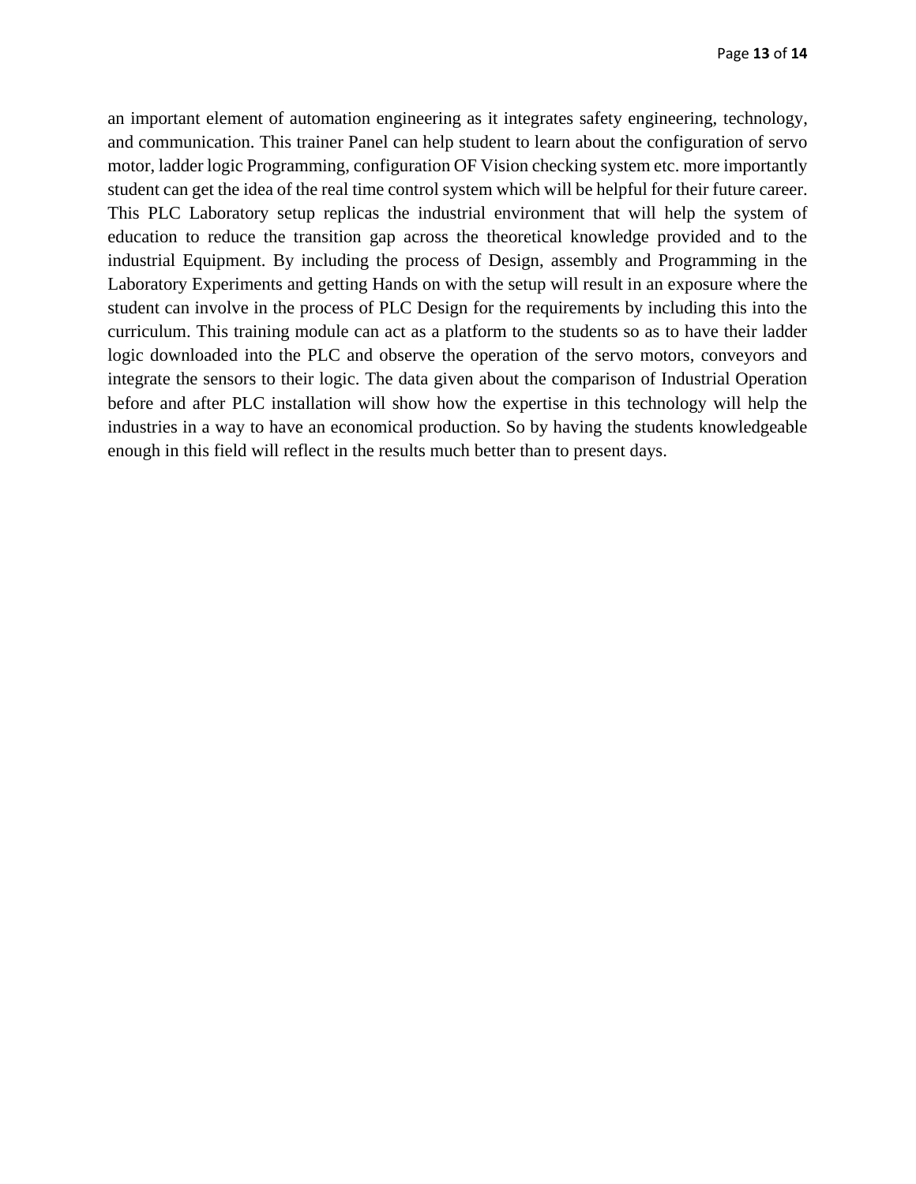an important element of automation engineering as it integrates safety engineering, technology, and communication. This trainer Panel can help student to learn about the configuration of servo motor, ladder logic Programming, configuration OF Vision checking system etc. more importantly student can get the idea of the real time control system which will be helpful for their future career. This PLC Laboratory setup replicas the industrial environment that will help the system of education to reduce the transition gap across the theoretical knowledge provided and to the industrial Equipment. By including the process of Design, assembly and Programming in the Laboratory Experiments and getting Hands on with the setup will result in an exposure where the student can involve in the process of PLC Design for the requirements by including this into the curriculum. This training module can act as a platform to the students so as to have their ladder logic downloaded into the PLC and observe the operation of the servo motors, conveyors and integrate the sensors to their logic. The data given about the comparison of Industrial Operation before and after PLC installation will show how the expertise in this technology will help the industries in a way to have an economical production. So by having the students knowledgeable enough in this field will reflect in the results much better than to present days.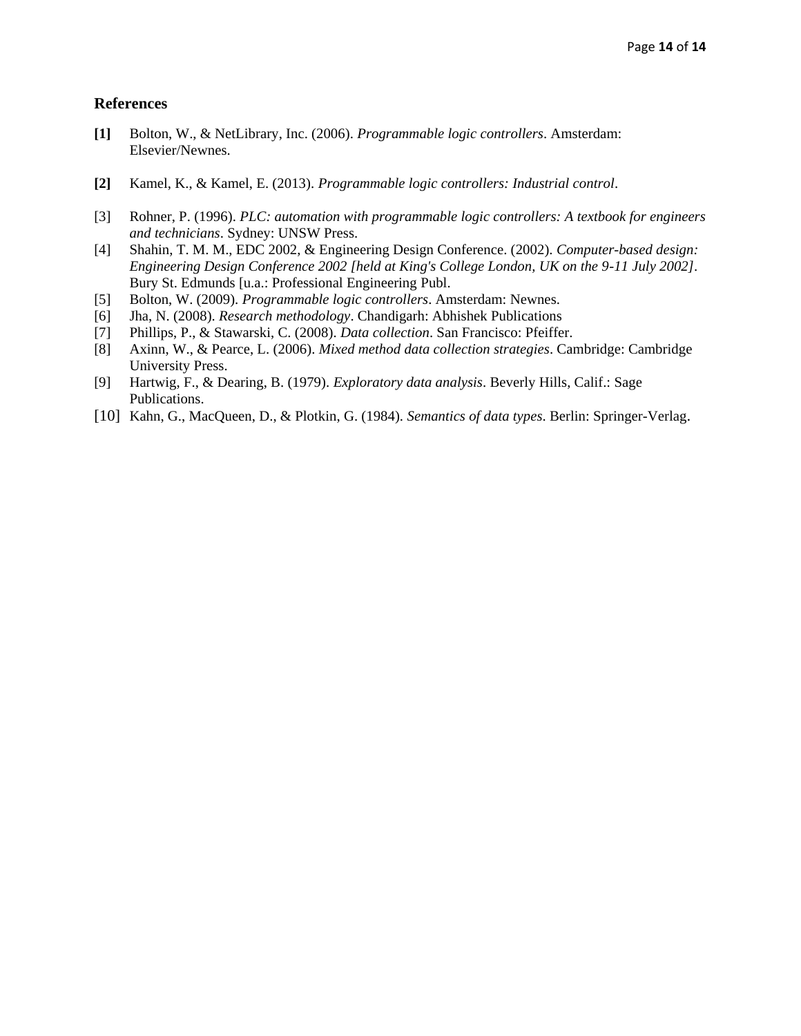## References

**[1]** Bolton, W., & NetLibrary, Inc. (2006). *Programmable logic controllers*. Amsterdam: Elsevier/Newnes.

**[2]** Kamel, K., & Kamel, E. (2013). *Programmable logic controllers: Industrial control*.

[3] Rohner, P. (1996). *PLC: automation with programmable logic controllers: A textbook for engineers and technicians*. Sydney: UNSW Press.

[4] Shahin, T. M. M., EDC 2002, & Engineering Design Conference. (2002). *Computer-based design: Engineering Design Conference 2002 [held at King's College London, UK on the 9-11 July 2002]*. Bury St. Edmunds [u.a.: Professional Engineering Publ.

[5] Bolton, W. (2009). *Programmable logic controllers*. Amsterdam: Newnes.

[6] Jha, N. (2008). *Research methodology*. Chandigarh: Abhishek Publications

[7] Phillips, P., & Stawarski, C. (2008). *Data collection*. San Francisco: Pfeiffer.

[8] Axinn, W., & Pearce, L. (2006). *Mixed method data collection strategies*. Cambridge: Cambridge University Press.

[9] Hartwig, F., & Dearing, B. (1979). *Exploratory data analysis*. Beverly Hills, Calif.: Sage Publications.

[10] Kahn, G., MacQueen, D., & Plotkin, G. (1984). *Semantics of data types*. Berlin: Springer-Verlag.